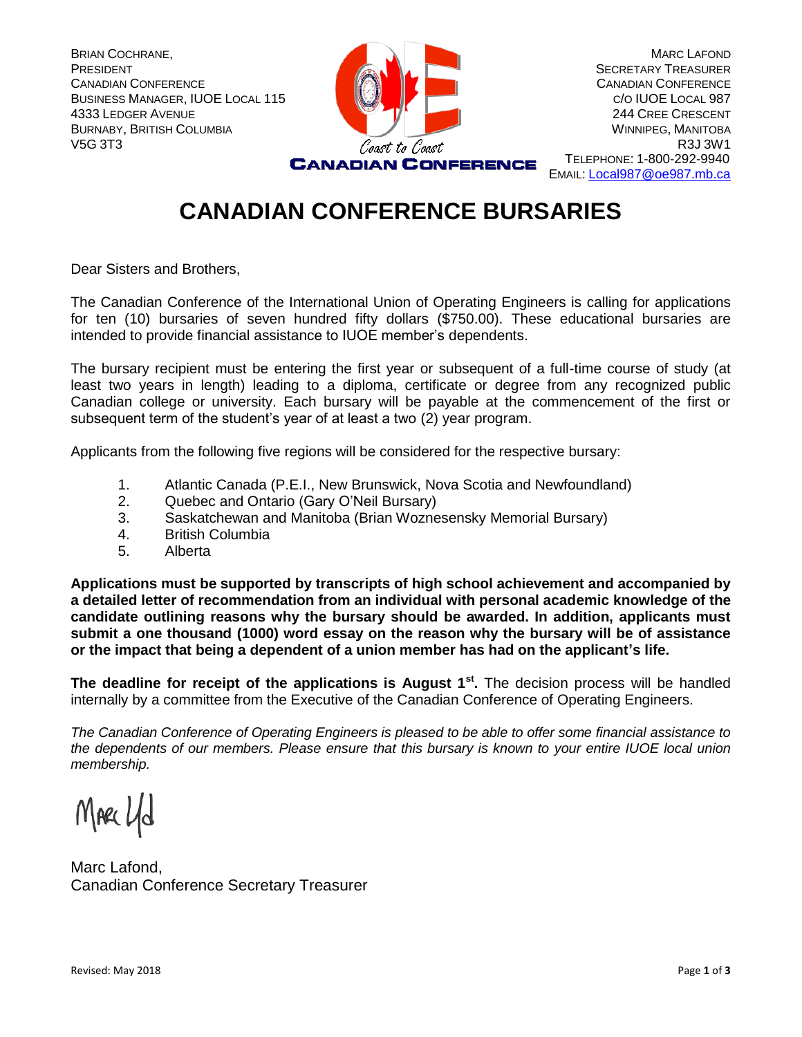BRIAN COCHRANE,
PRESIDENT
CANADIAN CONFERENCE
BUSINESS MANAGER, IUOE LOCAL 115
4333 LEDGER AVENUE
BURNABY, BRITISH COLUMBIA
V5G 3T3

Coast to Coast
CANADIAN CONFERENCE

MARC LAFOND
SECRETARY TREASURER
CANADIAN CONFERENCE
C/O IUOE LOCAL 987
244 CREE CRESCENT
WINNIPEG, MANITOBA
R3J 3W1
TELEPHONE: 1-800-292-9940
EMAIL: Local987@oe987.mb.ca

# CANADIAN CONFERENCE BURSARIES

Dear Sisters and Brothers,

The Canadian Conference of the International Union of Operating Engineers is calling for applications for ten (10) bursaries of seven hundred fifty dollars ($750.00). These educational bursaries are intended to provide financial assistance to IUOE member's dependents.

The bursary recipient must be entering the first year or subsequent of a full-time course of study (at least two years in length) leading to a diploma, certificate or degree from any recognized public Canadian college or university. Each bursary will be payable at the commencement of the first or subsequent term of the student's year of at least a two (2) year program.

Applicants from the following five regions will be considered for the respective bursary:

1. Atlantic Canada (P.E.I., New Brunswick, Nova Scotia and Newfoundland)
2. Quebec and Ontario (Gary O'Neil Bursary)
3. Saskatchewan and Manitoba (Brian Woznesensky Memorial Bursary)
4. British Columbia
5. Alberta

**Applications must be supported by transcripts of high school achievement and accompanied by a detailed letter of recommendation from an individual with personal academic knowledge of the candidate outlining reasons why the bursary should be awarded. In addition, applicants must submit a one thousand (1000) word essay on the reason why the bursary will be of assistance or the impact that being a dependent of a union member has had on the applicant's life.**

**The deadline for receipt of the applications is August 1st.** The decision process will be handled internally by a committee from the Executive of the Canadian Conference of Operating Engineers.

*The Canadian Conference of Operating Engineers is pleased to be able to offer some financial assistance to the dependents of our members. Please ensure that this bursary is known to your entire IUOE local union membership.*

Marc Lafond,
Canadian Conference Secretary Treasurer

Revised: May 2018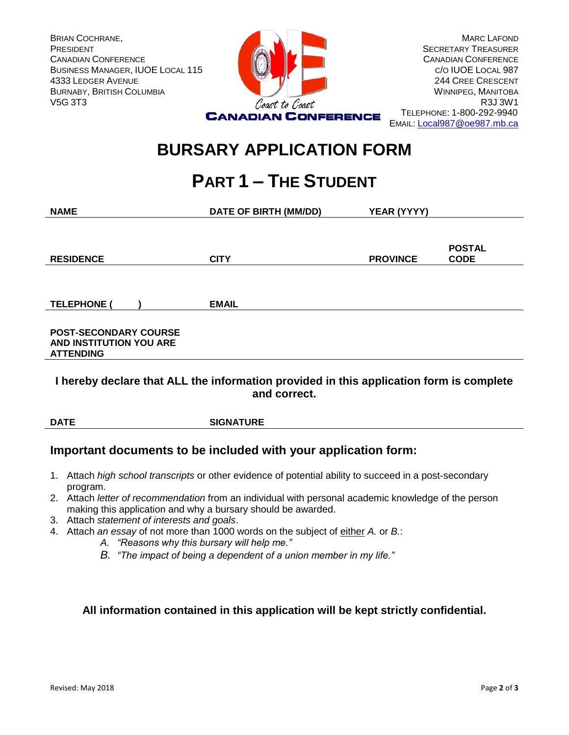Brian Cochrane,
President
Canadian Conference
Business Manager, IUOE Local 115
4333 Ledger Avenue
Burnaby, British Columbia
V5G 3T3

Coast to Coast
CANADIAN CONFERENCE

Marc Lafond
Secretary Treasurer
Canadian Conference
c/o IUOE Local 987
244 Cree Crescent
Winnipeg, Manitoba
R3J 3W1
Telephone: 1-800-292-9940
Email: Local987@oe987.mb.ca

# BURSARY APPLICATION FORM

# PART 1 – THE STUDENT

| **NAME** | **DATE OF BIRTH (MM/DD)** | **YEAR (YYYY)** | |
|---|---|---|---|
| | | | |
| **RESIDENCE** | **CITY** | **PROVINCE** | **POSTAL CODE** |
| | | | |
| **TELEPHONE (       )** | **EMAIL** | | |
| | | | |
| **POST-SECONDARY COURSE AND INSTITUTION YOU ARE ATTENDING** | | | |

**I hereby declare that ALL the information provided in this application form is complete and correct.**

| **DATE** | **SIGNATURE** |
|---|---|
| | |

## Important documents to be included with your application form:

1. Attach *high school transcripts* or other evidence of potential ability to succeed in a post-secondary program.
2. Attach *letter of recommendation* from an individual with personal academic knowledge of the person making this application and why a bursary should be awarded.
3. Attach *statement of interests and goals*.
4. Attach *an essay* of not more than 1000 words on the subject of either *A.* or *B.*:
   - *A. "Reasons why this bursary will help me."*
   - *B. "The impact of being a dependent of a union member in my life."*

**All information contained in this application will be kept strictly confidential.**

Revised: May 2018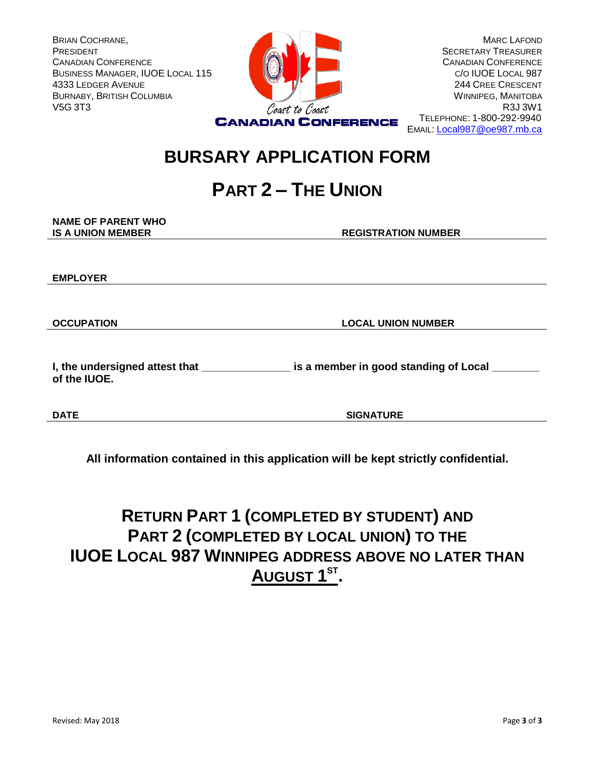Brian Cochrane,
President
Canadian Conference
Business Manager, IUOE Local 115
4333 Ledger Avenue
Burnaby, British Columbia
V5G 3T3

Coast to Coast
CANADIAN CONFERENCE

Marc Lafond
Secretary Treasurer
Canadian Conference
c/o IUOE Local 987
244 Cree Crescent
Winnipeg, Manitoba
R3J 3W1
Telephone: 1-800-292-9940
Email: Local987@oe987.mb.ca

# BURSARY APPLICATION FORM

## PART 2 – THE UNION

**NAME OF PARENT WHO IS A UNION MEMBER** ______________________ **REGISTRATION NUMBER** ______________________

**EMPLOYER** ______________________

**OCCUPATION** ______________________ **LOCAL UNION NUMBER** ______________________

**I, the undersigned attest that ______________ is a member in good standing of Local ________ of the IUOE.**

**DATE** ______________________ **SIGNATURE** ______________________

**All information contained in this application will be kept strictly confidential.**

## RETURN PART 1 (COMPLETED BY STUDENT) AND PART 2 (COMPLETED BY LOCAL UNION) TO THE IUOE LOCAL 987 WINNIPEG ADDRESS ABOVE NO LATER THAN AUGUST 1ST.

Revised: May 2018